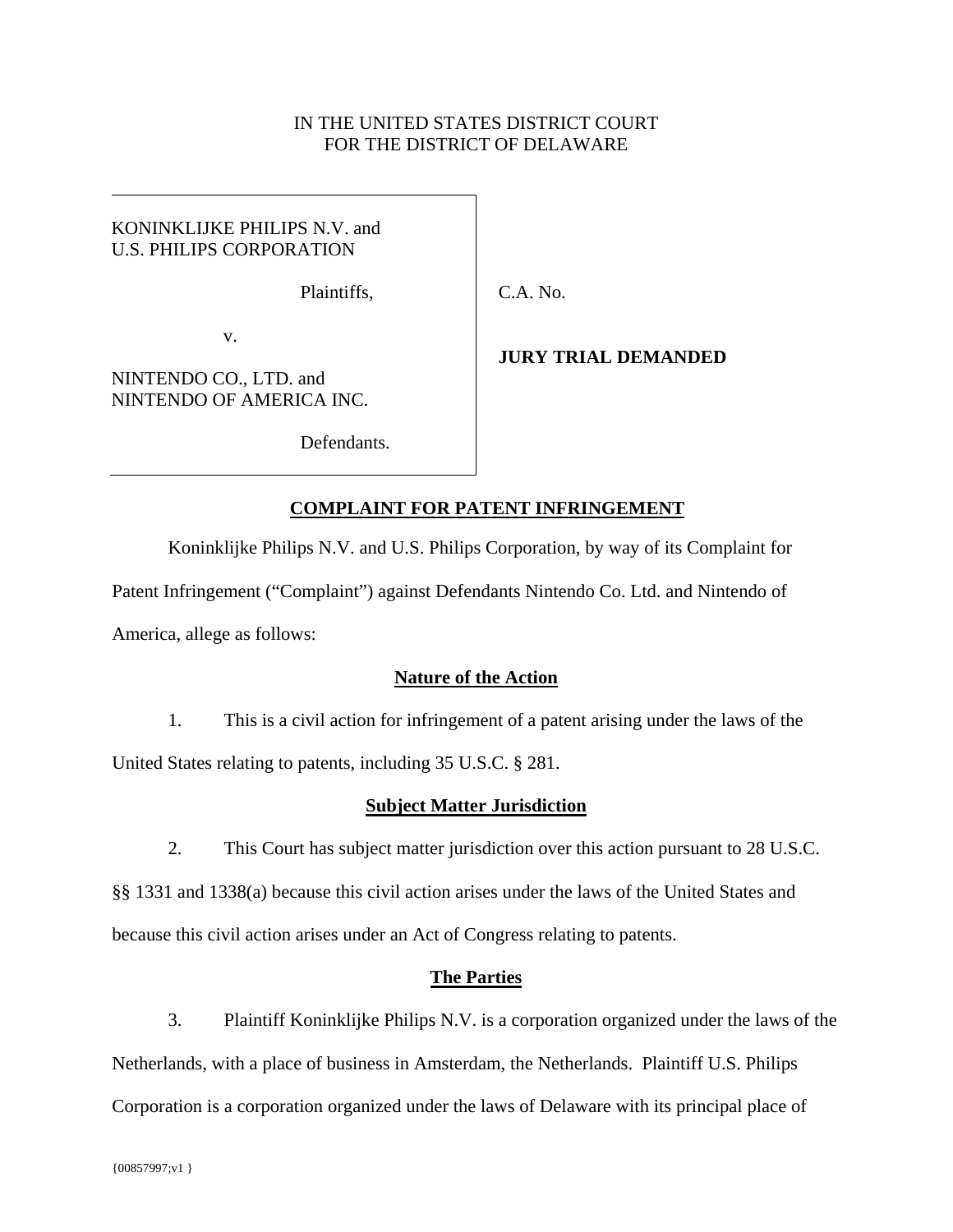IN THE UNITED STATES DISTRICT COURT
FOR THE DISTRICT OF DELAWARE

| | |
|---|---|
| KONINKLIJKE PHILIPS N.V. and U.S. PHILIPS CORPORATION<br><br>Plaintiffs,<br><br>v.<br><br>NINTENDO CO., LTD. and NINTENDO OF AMERICA INC.<br><br>Defendants. | C.A. No.<br><br>**JURY TRIAL DEMANDED** |

## COMPLAINT FOR PATENT INFRINGEMENT

Koninklijke Philips N.V. and U.S. Philips Corporation, by way of its Complaint for Patent Infringement ("Complaint") against Defendants Nintendo Co. Ltd. and Nintendo of America, allege as follows:

### Nature of the Action

1. This is a civil action for infringement of a patent arising under the laws of the United States relating to patents, including 35 U.S.C. § 281.

### Subject Matter Jurisdiction

2. This Court has subject matter jurisdiction over this action pursuant to 28 U.S.C. §§ 1331 and 1338(a) because this civil action arises under the laws of the United States and because this civil action arises under an Act of Congress relating to patents.

### The Parties

3. Plaintiff Koninklijke Philips N.V. is a corporation organized under the laws of the Netherlands, with a place of business in Amsterdam, the Netherlands. Plaintiff U.S. Philips Corporation is a corporation organized under the laws of Delaware with its principal place of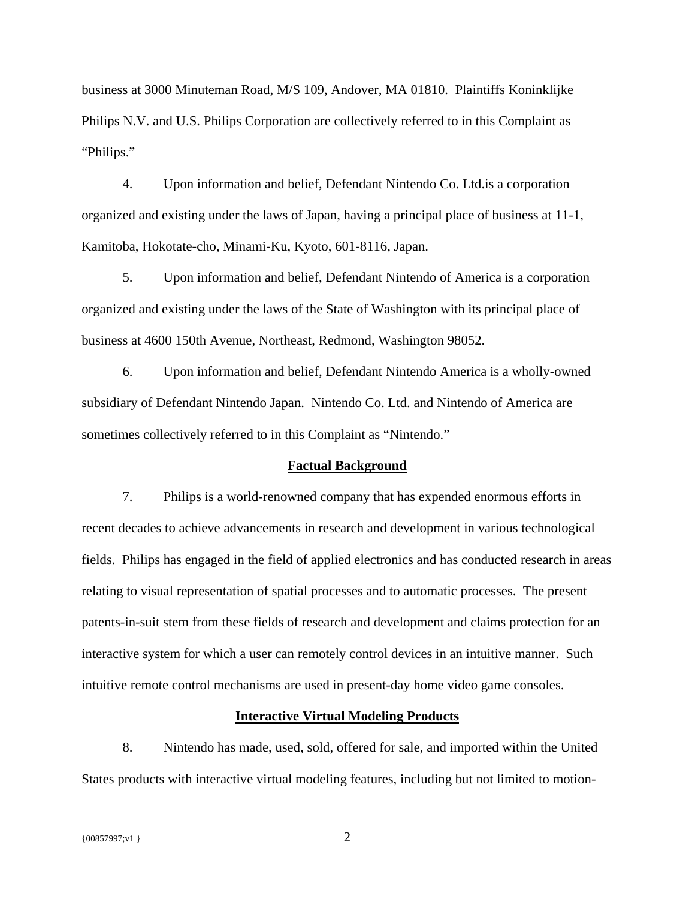business at 3000 Minuteman Road, M/S 109, Andover, MA 01810. Plaintiffs Koninklijke Philips N.V. and U.S. Philips Corporation are collectively referred to in this Complaint as "Philips."

4. Upon information and belief, Defendant Nintendo Co. Ltd.is a corporation organized and existing under the laws of Japan, having a principal place of business at 11-1, Kamitoba, Hokotate-cho, Minami-Ku, Kyoto, 601-8116, Japan.

5. Upon information and belief, Defendant Nintendo of America is a corporation organized and existing under the laws of the State of Washington with its principal place of business at 4600 150th Avenue, Northeast, Redmond, Washington 98052.

6. Upon information and belief, Defendant Nintendo America is a wholly-owned subsidiary of Defendant Nintendo Japan. Nintendo Co. Ltd. and Nintendo of America are sometimes collectively referred to in this Complaint as "Nintendo."

## Factual Background

7. Philips is a world-renowned company that has expended enormous efforts in recent decades to achieve advancements in research and development in various technological fields. Philips has engaged in the field of applied electronics and has conducted research in areas relating to visual representation of spatial processes and to automatic processes. The present patents-in-suit stem from these fields of research and development and claims protection for an interactive system for which a user can remotely control devices in an intuitive manner. Such intuitive remote control mechanisms are used in present-day home video game consoles.

## Interactive Virtual Modeling Products

8. Nintendo has made, used, sold, offered for sale, and imported within the United States products with interactive virtual modeling features, including but not limited to motion-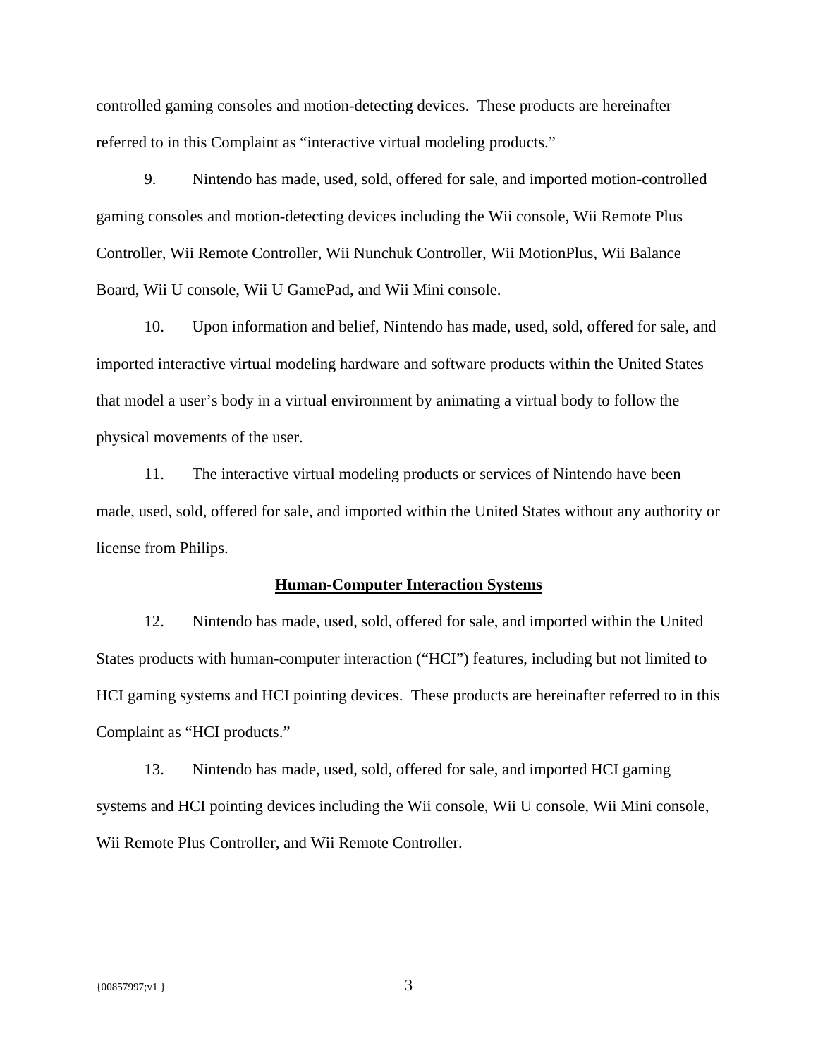controlled gaming consoles and motion-detecting devices. These products are hereinafter referred to in this Complaint as "interactive virtual modeling products."

9. Nintendo has made, used, sold, offered for sale, and imported motion-controlled gaming consoles and motion-detecting devices including the Wii console, Wii Remote Plus Controller, Wii Remote Controller, Wii Nunchuk Controller, Wii MotionPlus, Wii Balance Board, Wii U console, Wii U GamePad, and Wii Mini console.

10. Upon information and belief, Nintendo has made, used, sold, offered for sale, and imported interactive virtual modeling hardware and software products within the United States that model a user's body in a virtual environment by animating a virtual body to follow the physical movements of the user.

11. The interactive virtual modeling products or services of Nintendo have been made, used, sold, offered for sale, and imported within the United States without any authority or license from Philips.

**Human-Computer Interaction Systems**

12. Nintendo has made, used, sold, offered for sale, and imported within the United States products with human-computer interaction ("HCI") features, including but not limited to HCI gaming systems and HCI pointing devices. These products are hereinafter referred to in this Complaint as "HCI products."

13. Nintendo has made, used, sold, offered for sale, and imported HCI gaming systems and HCI pointing devices including the Wii console, Wii U console, Wii Mini console, Wii Remote Plus Controller, and Wii Remote Controller.

{00857997;v1 }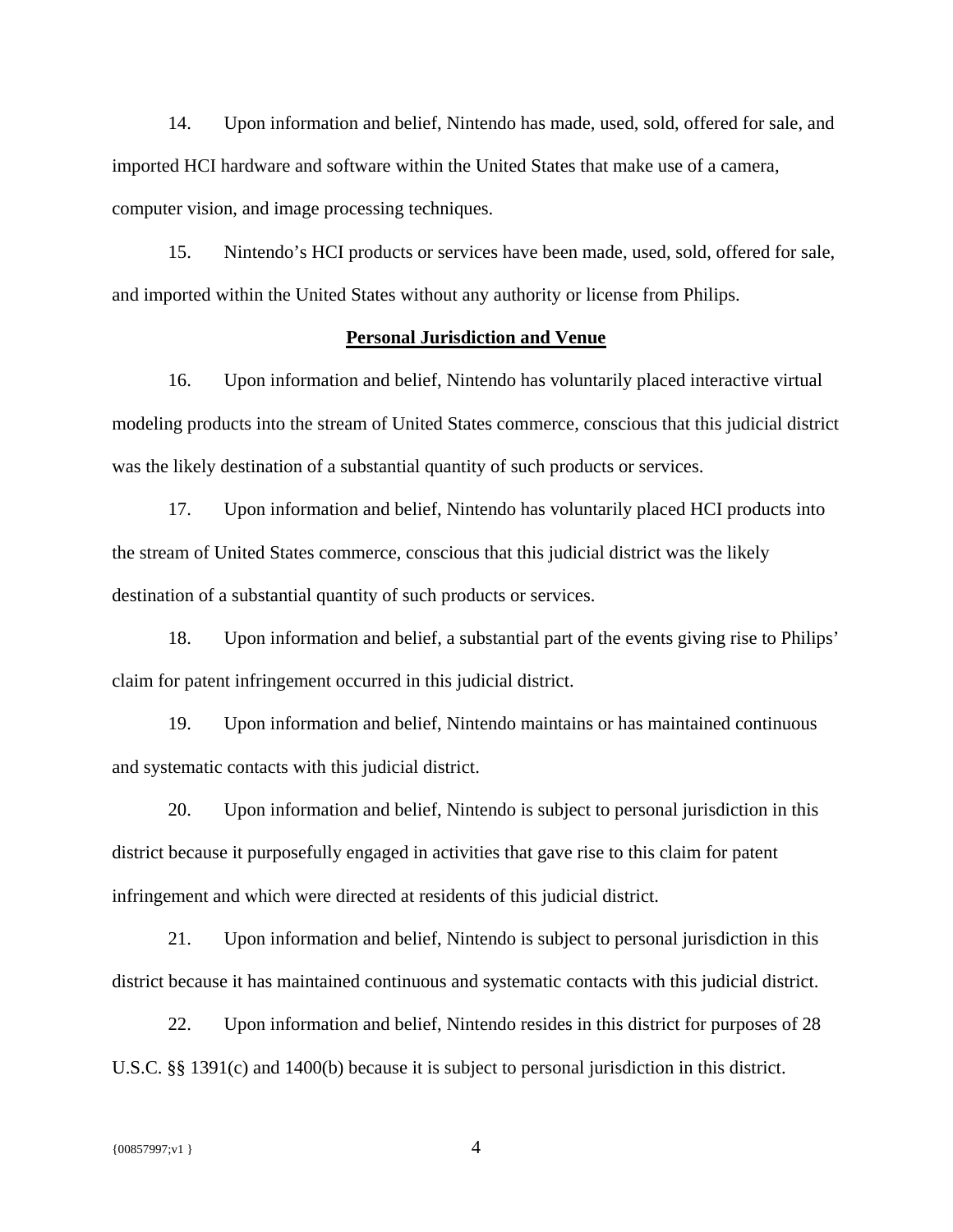14. Upon information and belief, Nintendo has made, used, sold, offered for sale, and imported HCI hardware and software within the United States that make use of a camera, computer vision, and image processing techniques.

15. Nintendo's HCI products or services have been made, used, sold, offered for sale, and imported within the United States without any authority or license from Philips.

**Personal Jurisdiction and Venue**

16. Upon information and belief, Nintendo has voluntarily placed interactive virtual modeling products into the stream of United States commerce, conscious that this judicial district was the likely destination of a substantial quantity of such products or services.

17. Upon information and belief, Nintendo has voluntarily placed HCI products into the stream of United States commerce, conscious that this judicial district was the likely destination of a substantial quantity of such products or services.

18. Upon information and belief, a substantial part of the events giving rise to Philips' claim for patent infringement occurred in this judicial district.

19. Upon information and belief, Nintendo maintains or has maintained continuous and systematic contacts with this judicial district.

20. Upon information and belief, Nintendo is subject to personal jurisdiction in this district because it purposefully engaged in activities that gave rise to this claim for patent infringement and which were directed at residents of this judicial district.

21. Upon information and belief, Nintendo is subject to personal jurisdiction in this district because it has maintained continuous and systematic contacts with this judicial district.

22. Upon information and belief, Nintendo resides in this district for purposes of 28 U.S.C. §§ 1391(c) and 1400(b) because it is subject to personal jurisdiction in this district.

{00857997;v1 }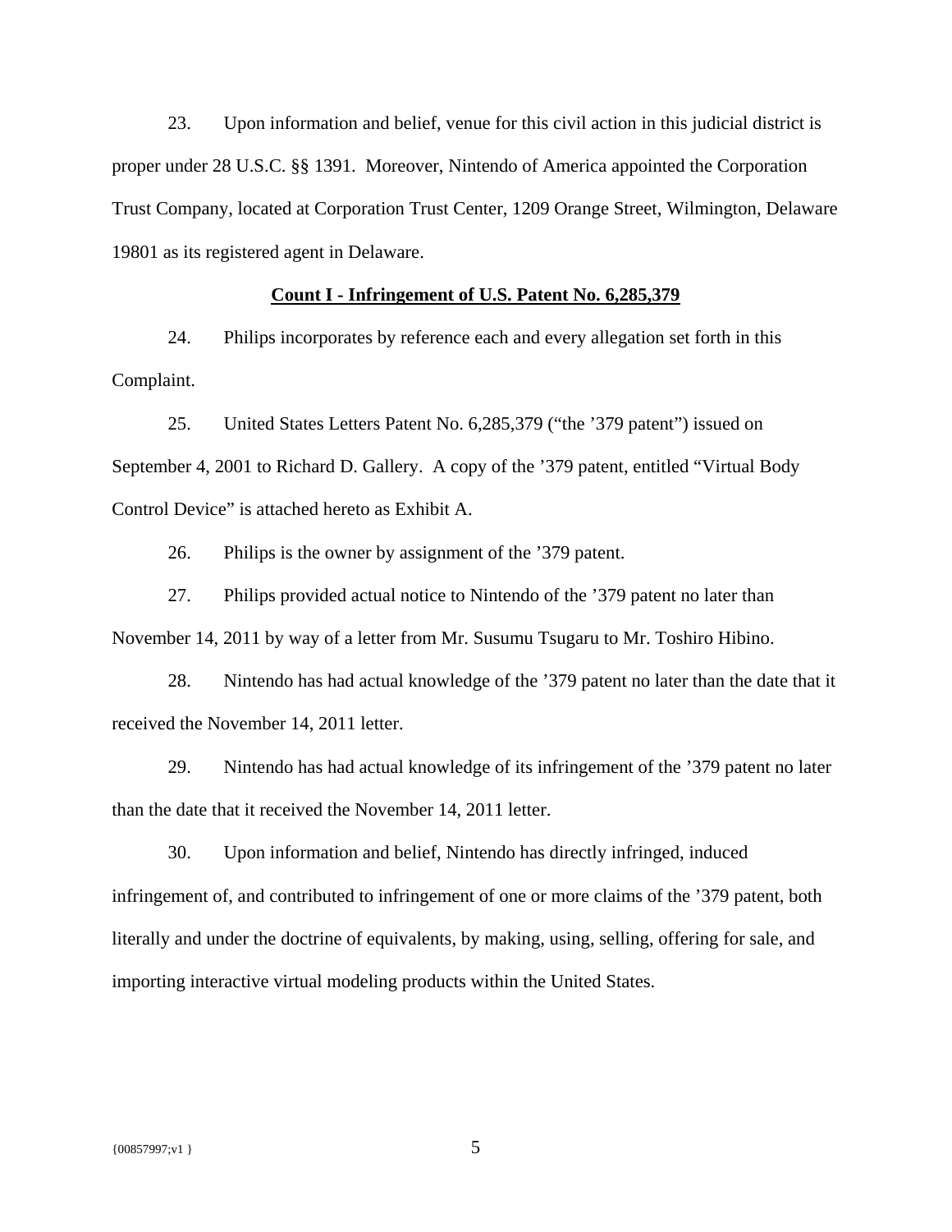23. Upon information and belief, venue for this civil action in this judicial district is proper under 28 U.S.C. §§ 1391. Moreover, Nintendo of America appointed the Corporation Trust Company, located at Corporation Trust Center, 1209 Orange Street, Wilmington, Delaware 19801 as its registered agent in Delaware.

**Count I - Infringement of U.S. Patent No. 6,285,379**

24. Philips incorporates by reference each and every allegation set forth in this Complaint.

25. United States Letters Patent No. 6,285,379 ("the '379 patent") issued on September 4, 2001 to Richard D. Gallery. A copy of the '379 patent, entitled "Virtual Body Control Device" is attached hereto as Exhibit A.

26. Philips is the owner by assignment of the '379 patent.

27. Philips provided actual notice to Nintendo of the '379 patent no later than November 14, 2011 by way of a letter from Mr. Susumu Tsugaru to Mr. Toshiro Hibino.

28. Nintendo has had actual knowledge of the '379 patent no later than the date that it received the November 14, 2011 letter.

29. Nintendo has had actual knowledge of its infringement of the '379 patent no later than the date that it received the November 14, 2011 letter.

30. Upon information and belief, Nintendo has directly infringed, induced infringement of, and contributed to infringement of one or more claims of the '379 patent, both literally and under the doctrine of equivalents, by making, using, selling, offering for sale, and importing interactive virtual modeling products within the United States.

{00857997;v1 }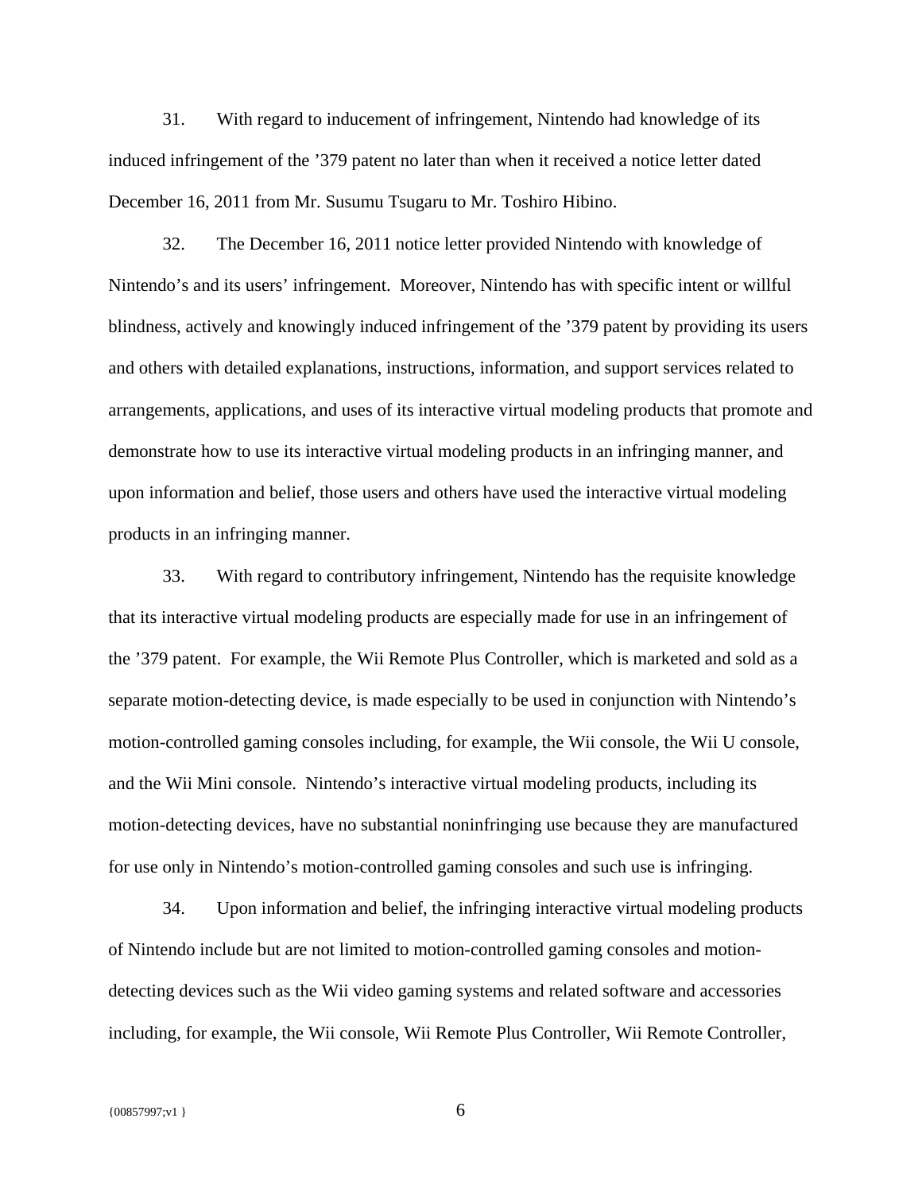31. With regard to inducement of infringement, Nintendo had knowledge of its induced infringement of the ’379 patent no later than when it received a notice letter dated December 16, 2011 from Mr. Susumu Tsugaru to Mr. Toshiro Hibino.

32. The December 16, 2011 notice letter provided Nintendo with knowledge of Nintendo’s and its users’ infringement. Moreover, Nintendo has with specific intent or willful blindness, actively and knowingly induced infringement of the ’379 patent by providing its users and others with detailed explanations, instructions, information, and support services related to arrangements, applications, and uses of its interactive virtual modeling products that promote and demonstrate how to use its interactive virtual modeling products in an infringing manner, and upon information and belief, those users and others have used the interactive virtual modeling products in an infringing manner.

33. With regard to contributory infringement, Nintendo has the requisite knowledge that its interactive virtual modeling products are especially made for use in an infringement of the ’379 patent. For example, the Wii Remote Plus Controller, which is marketed and sold as a separate motion-detecting device, is made especially to be used in conjunction with Nintendo’s motion-controlled gaming consoles including, for example, the Wii console, the Wii U console, and the Wii Mini console. Nintendo’s interactive virtual modeling products, including its motion-detecting devices, have no substantial noninfringing use because they are manufactured for use only in Nintendo’s motion-controlled gaming consoles and such use is infringing.

34. Upon information and belief, the infringing interactive virtual modeling products of Nintendo include but are not limited to motion-controlled gaming consoles and motion-detecting devices such as the Wii video gaming systems and related software and accessories including, for example, the Wii console, Wii Remote Plus Controller, Wii Remote Controller,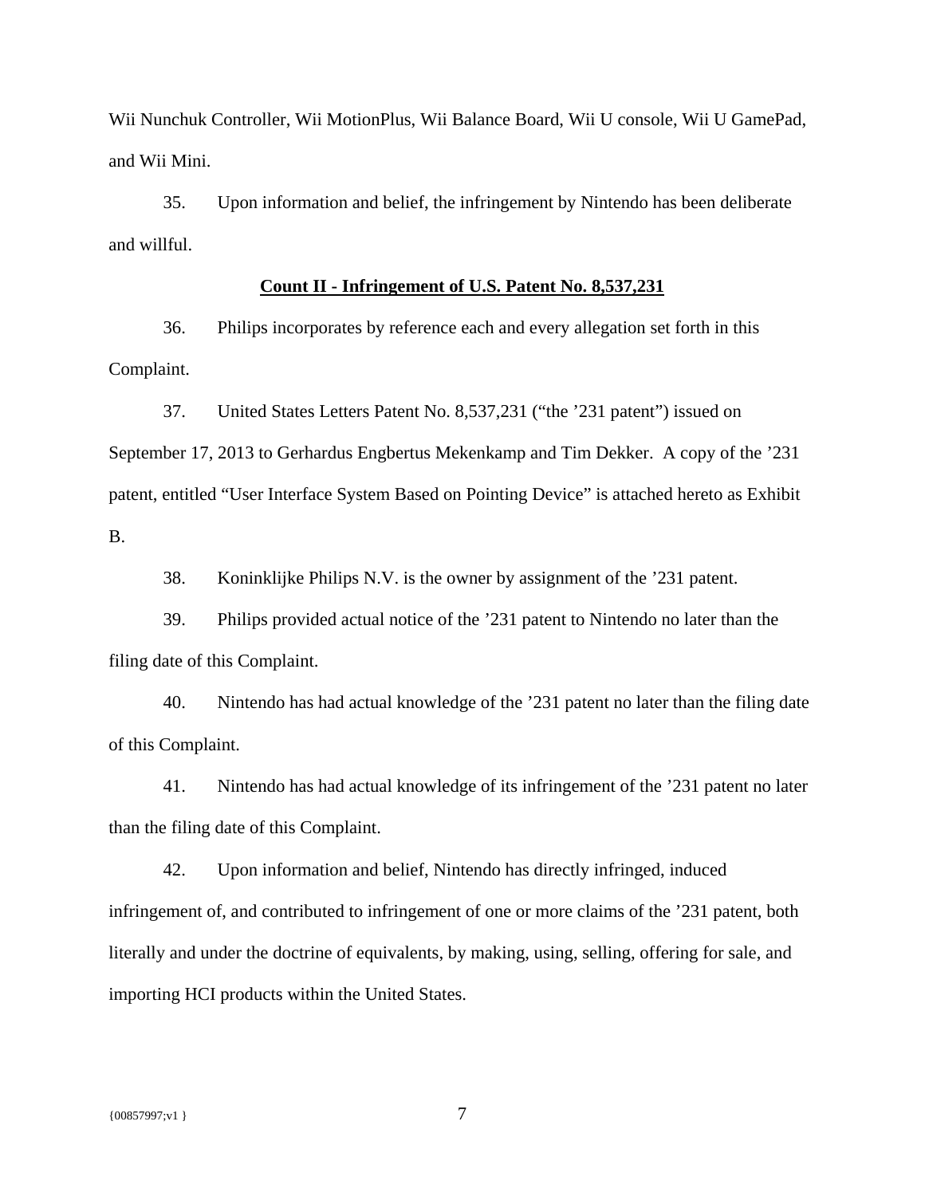Wii Nunchuk Controller, Wii MotionPlus, Wii Balance Board, Wii U console, Wii U GamePad, and Wii Mini.

35. Upon information and belief, the infringement by Nintendo has been deliberate and willful.

**<u>Count II - Infringement of U.S. Patent No. 8,537,231</u>**

36. Philips incorporates by reference each and every allegation set forth in this Complaint.

37. United States Letters Patent No. 8,537,231 ("the '231 patent") issued on September 17, 2013 to Gerhardus Engbertus Mekenkamp and Tim Dekker. A copy of the '231 patent, entitled "User Interface System Based on Pointing Device" is attached hereto as Exhibit B.

38. Koninklijke Philips N.V. is the owner by assignment of the '231 patent.

39. Philips provided actual notice of the '231 patent to Nintendo no later than the filing date of this Complaint.

40. Nintendo has had actual knowledge of the '231 patent no later than the filing date of this Complaint.

41. Nintendo has had actual knowledge of its infringement of the '231 patent no later than the filing date of this Complaint.

42. Upon information and belief, Nintendo has directly infringed, induced infringement of, and contributed to infringement of one or more claims of the '231 patent, both literally and under the doctrine of equivalents, by making, using, selling, offering for sale, and importing HCI products within the United States.

{00857997;v1 }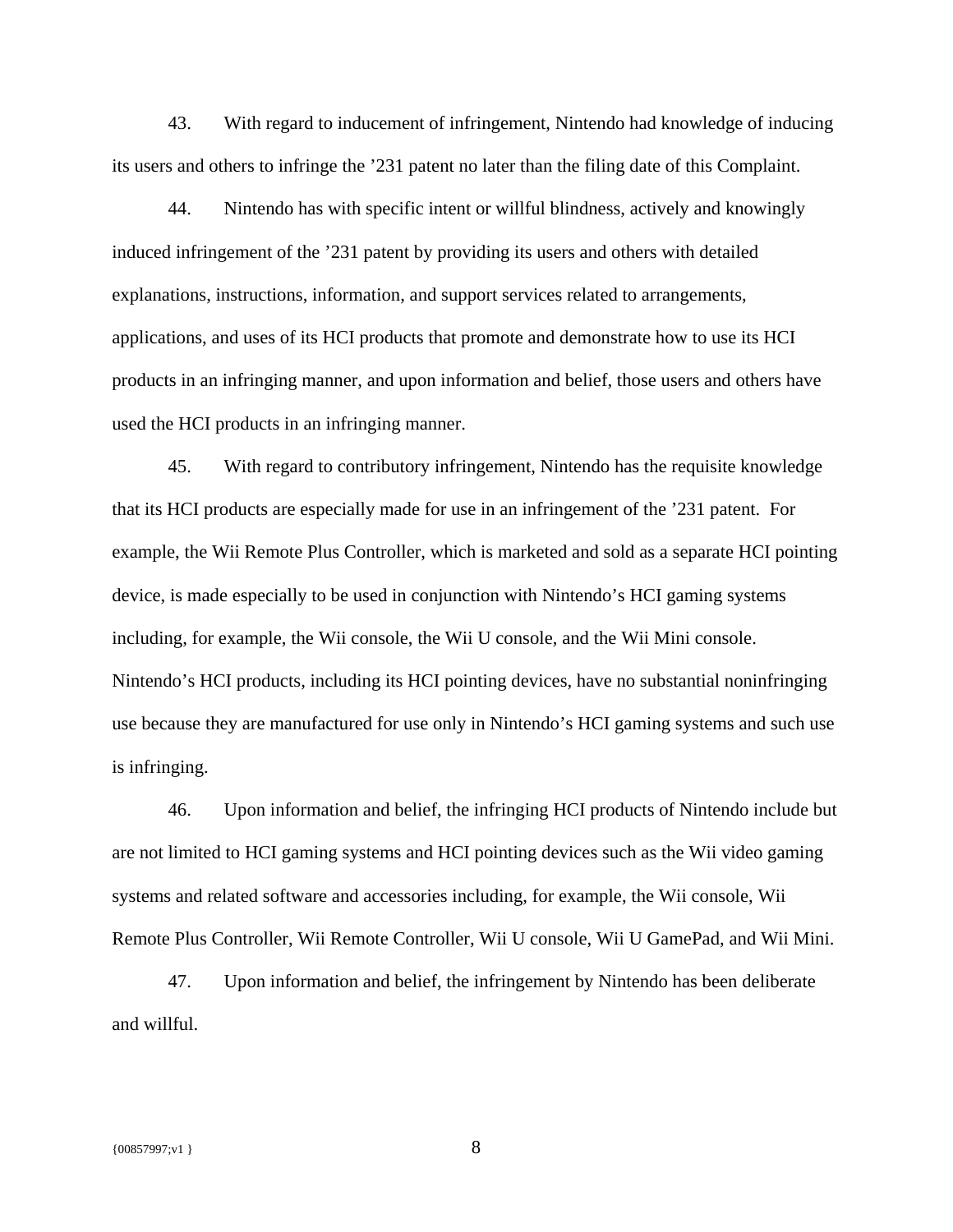43. With regard to inducement of infringement, Nintendo had knowledge of inducing its users and others to infringe the ’231 patent no later than the filing date of this Complaint.

44. Nintendo has with specific intent or willful blindness, actively and knowingly induced infringement of the ’231 patent by providing its users and others with detailed explanations, instructions, information, and support services related to arrangements, applications, and uses of its HCI products that promote and demonstrate how to use its HCI products in an infringing manner, and upon information and belief, those users and others have used the HCI products in an infringing manner.

45. With regard to contributory infringement, Nintendo has the requisite knowledge that its HCI products are especially made for use in an infringement of the ’231 patent. For example, the Wii Remote Plus Controller, which is marketed and sold as a separate HCI pointing device, is made especially to be used in conjunction with Nintendo’s HCI gaming systems including, for example, the Wii console, the Wii U console, and the Wii Mini console. Nintendo’s HCI products, including its HCI pointing devices, have no substantial noninfringing use because they are manufactured for use only in Nintendo’s HCI gaming systems and such use is infringing.

46. Upon information and belief, the infringing HCI products of Nintendo include but are not limited to HCI gaming systems and HCI pointing devices such as the Wii video gaming systems and related software and accessories including, for example, the Wii console, Wii Remote Plus Controller, Wii Remote Controller, Wii U console, Wii U GamePad, and Wii Mini.

47. Upon information and belief, the infringement by Nintendo has been deliberate and willful.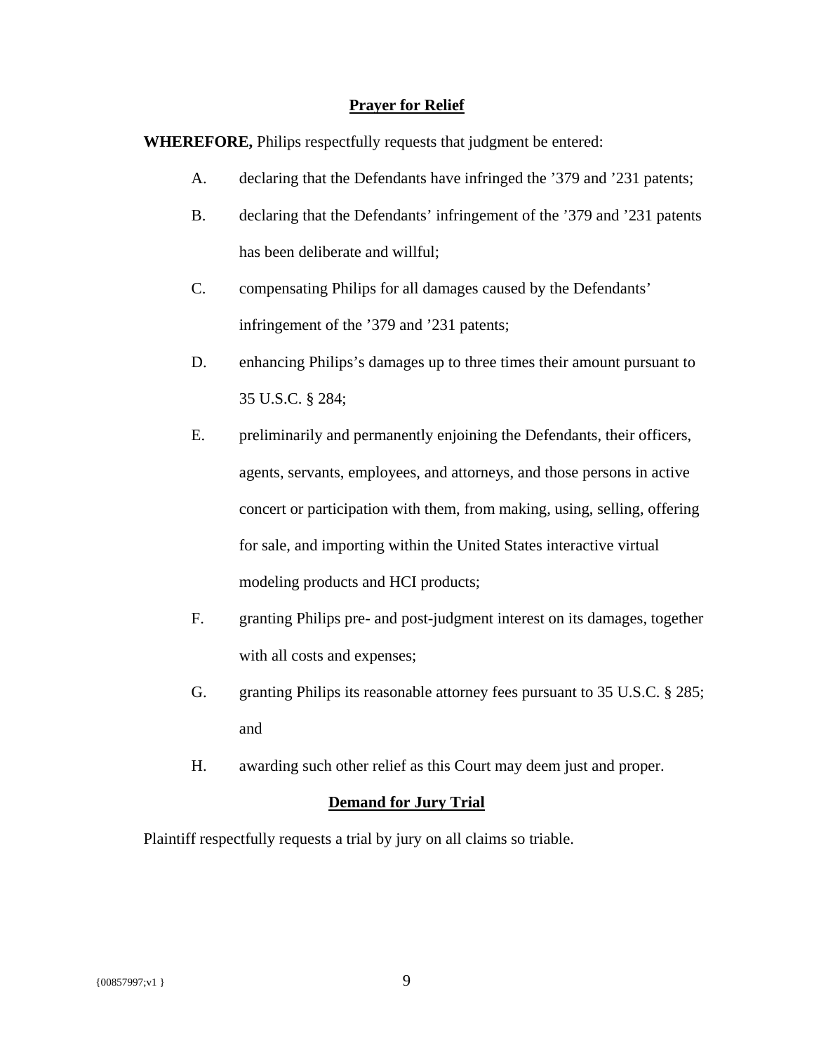## Prayer for Relief

**WHEREFORE,** Philips respectfully requests that judgment be entered:

A. declaring that the Defendants have infringed the ’379 and ’231 patents;

B. declaring that the Defendants’ infringement of the ’379 and ’231 patents has been deliberate and willful;

C. compensating Philips for all damages caused by the Defendants’ infringement of the ’379 and ’231 patents;

D. enhancing Philips’s damages up to three times their amount pursuant to 35 U.S.C. § 284;

E. preliminarily and permanently enjoining the Defendants, their officers, agents, servants, employees, and attorneys, and those persons in active concert or participation with them, from making, using, selling, offering for sale, and importing within the United States interactive virtual modeling products and HCI products;

F. granting Philips pre- and post-judgment interest on its damages, together with all costs and expenses;

G. granting Philips its reasonable attorney fees pursuant to 35 U.S.C. § 285; and

H. awarding such other relief as this Court may deem just and proper.

## Demand for Jury Trial

Plaintiff respectfully requests a trial by jury on all claims so triable.

{00857997;v1 }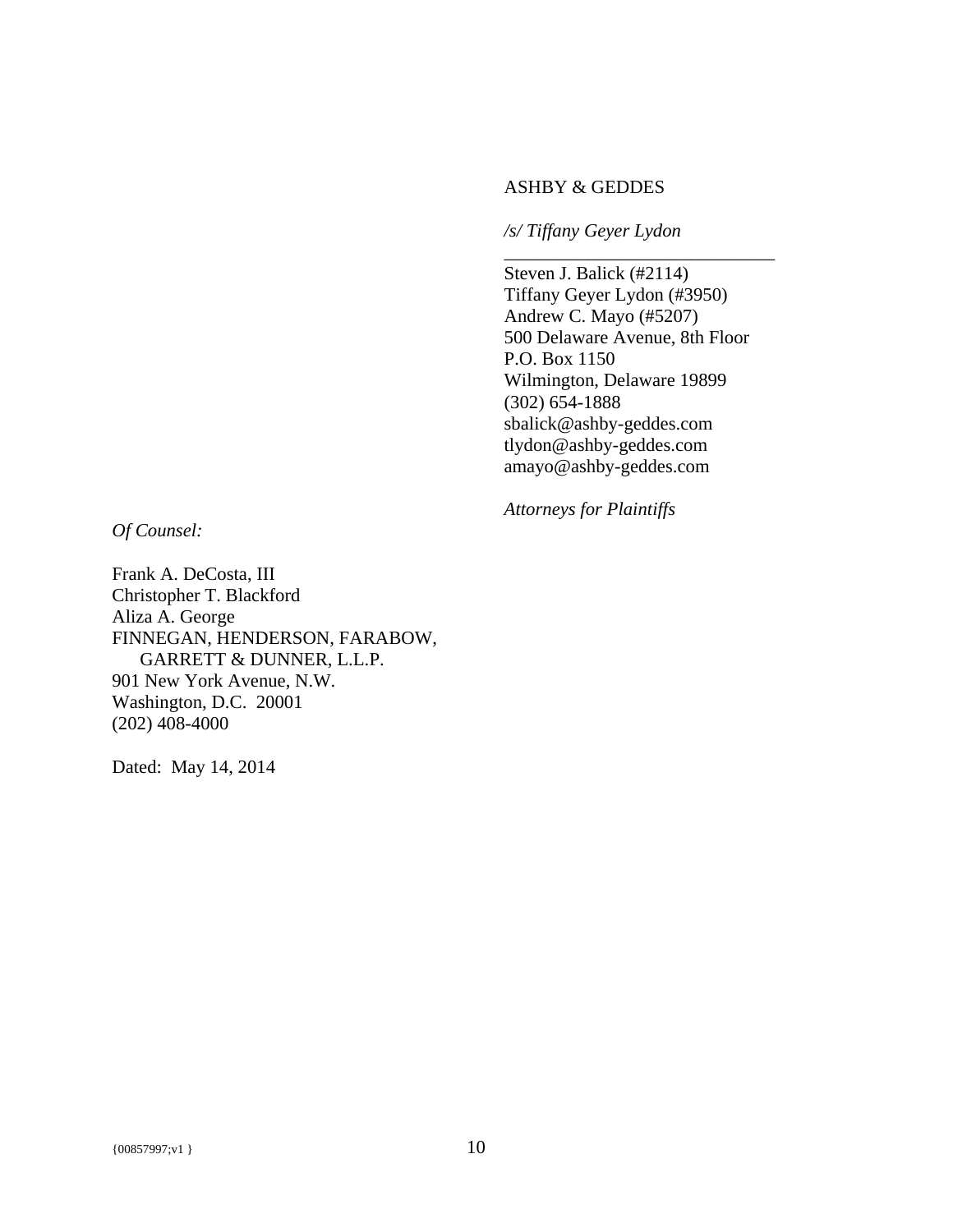ASHBY & GEDDES

*/s/ Tiffany Geyer Lydon*

\_\_\_\_\_\_\_\_\_\_\_\_\_\_\_\_\_\_\_\_\_\_\_\_\_\_\_\_\_\_

Steven J. Balick (#2114)
Tiffany Geyer Lydon (#3950)
Andrew C. Mayo (#5207)
500 Delaware Avenue, 8th Floor
P.O. Box 1150
Wilmington, Delaware 19899
(302) 654-1888
sbalick@ashby-geddes.com
tlydon@ashby-geddes.com
amayo@ashby-geddes.com

*Attorneys for Plaintiffs*

*Of Counsel:*

Frank A. DeCosta, III
Christopher T. Blackford
Aliza A. George
FINNEGAN, HENDERSON, FARABOW,
GARRETT & DUNNER, L.L.P.
901 New York Avenue, N.W.
Washington, D.C. 20001
(202) 408-4000

Dated: May 14, 2014

{00857997;v1 }